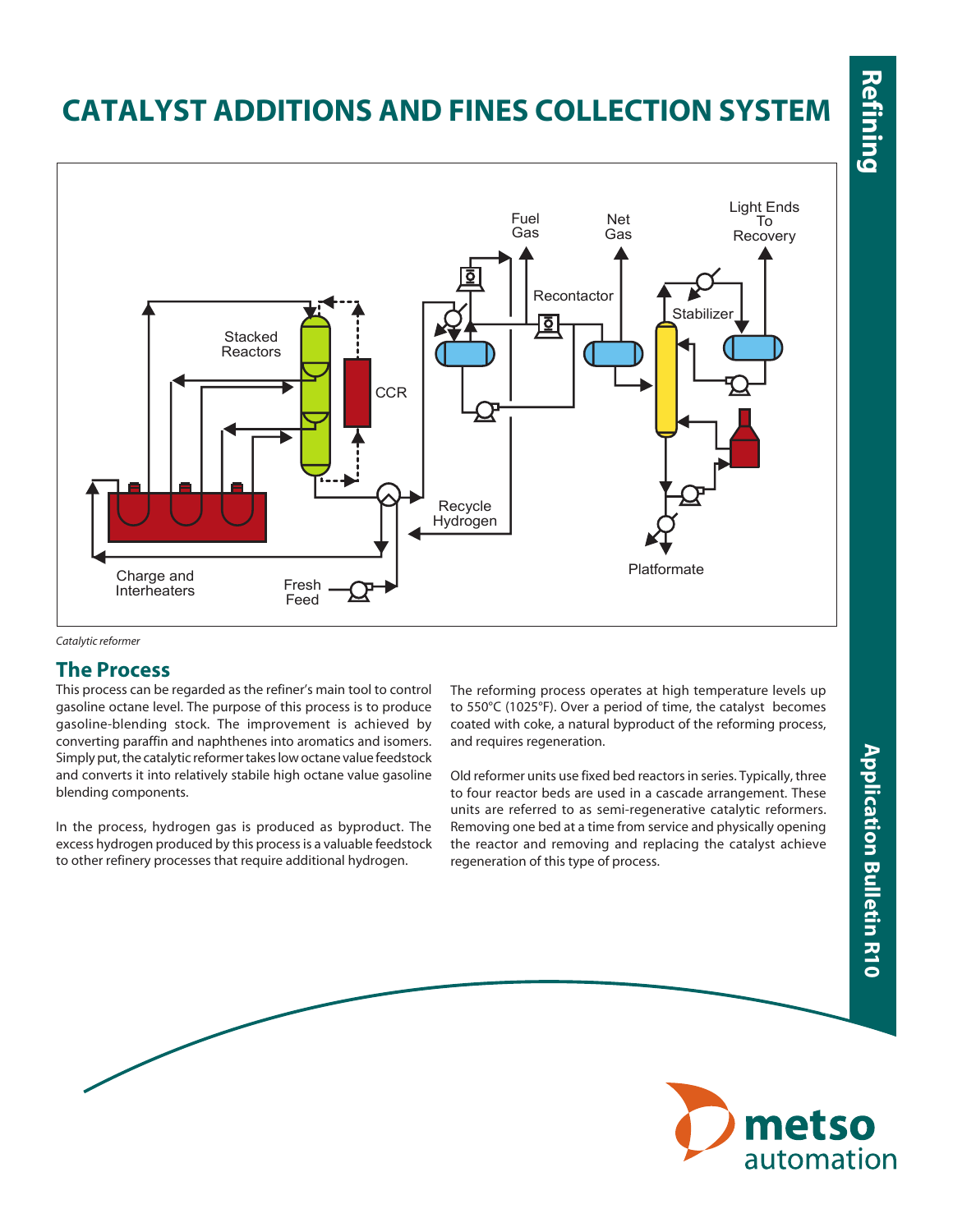# CATALYST ADDITIONS AND FINES COLLECTION SYSTEM

*Catalytic reformer*

## The Process

This process can be regarded as the refiner's main tool to control gasoline octane level. The purpose of this process is to produce gasoline-blending stock. The improvement is achieved by converting paraffin and naphthenes into aromatics and isomers. Simply put, the catalytic reformer takes low octane value feedstock and converts it into relatively stabile high octane value gasoline blending components.

In the process, hydrogen gas is produced as byproduct. The excess hydrogen produced by this process is a valuable feedstock to other refinery processes that require additional hydrogen.

The reforming process operates at high temperature levels up to 550°C (1025°F). Over a period of time, the catalyst becomes coated with coke, a natural byproduct of the reforming process, and requires regeneration.

Old reformer units use fixed bed reactors in series. Typically, three to four reactor beds are used in a cascade arrangement. These units are referred to as semi-regenerative catalytic reformers. Removing one bed at a time from service and physically opening the reactor and removing and replacing the catalyst achieve regeneration of this type of process.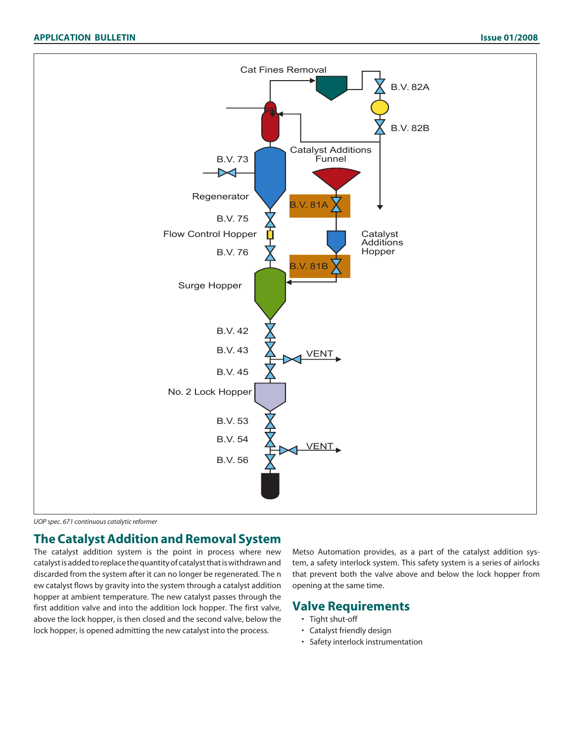*UOP spec. 671 continuous catalytic reformer*

## The Catalyst Addition and Removal System

The catalyst addition system is the point in process where new catalyst is added to replace the quantity of catalyst that is withdrawn and discarded from the system after it can no longer be regenerated. The n ew catalyst flows by gravity into the system through a catalyst addition hopper at ambient temperature. The new catalyst passes through the first addition valve and into the addition lock hopper. The first valve, above the lock hopper, is then closed and the second valve, below the lock hopper, is opened admitting the new catalyst into the process.

Metso Automation provides, as a part of the catalyst addition system, a safety interlock system. This safety system is a series of airlocks that prevent both the valve above and below the lock hopper from opening at the same time.

## Valve Requirements

- Tight shut-off
- Catalyst friendly design
- Safety interlock instrumentation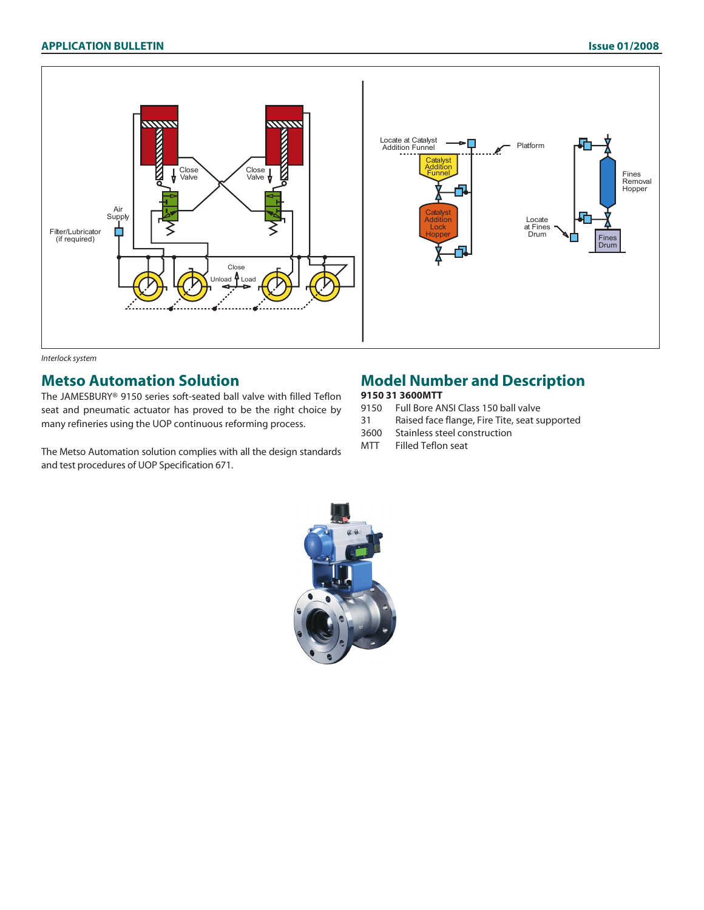*Interlock system*

## Metso Automation Solution

The JAMESBURY® 9150 series soft-seated ball valve with filled Teflon seat and pneumatic actuator has proved to be the right choice by many refineries using the UOP continuous reforming process.

The Metso Automation solution complies with all the design standards and test procedures of UOP Specification 671.

## Model Number and Description

**9150 31 3600MTT**

| | |
|---|---|
| 9150 | Full Bore ANSI Class 150 ball valve |
| 31 | Raised face flange, Fire Tite, seat supported |
| 3600 | Stainless steel construction |
| MTT | Filled Teflon seat |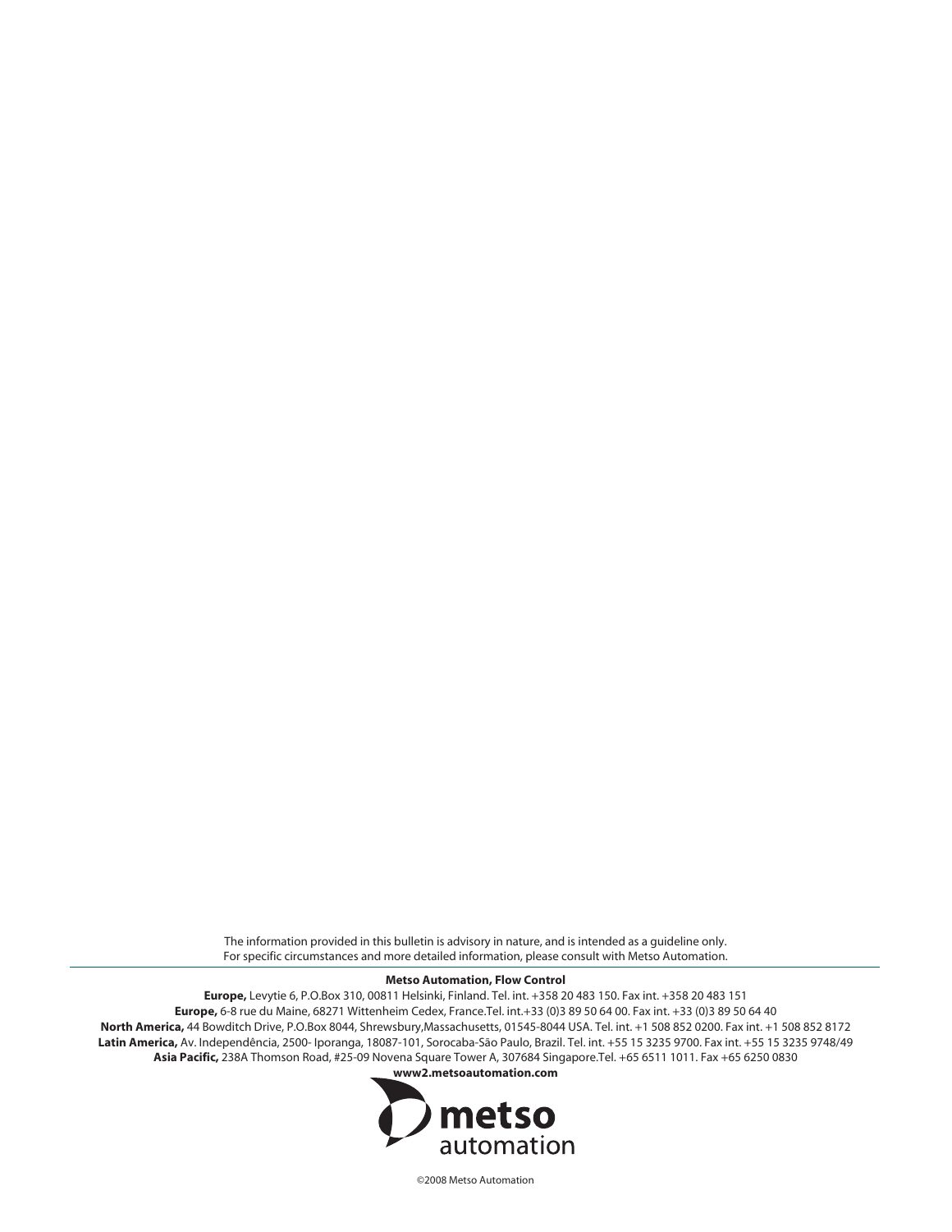The information provided in this bulletin is advisory in nature, and is intended as a guideline only.
For specific circumstances and more detailed information, please consult with Metso Automation.

---

**Metso Automation, Flow Control**

**Europe,** Levytie 6, P.O.Box 310, 00811 Helsinki, Finland. Tel. int. +358 20 483 150. Fax int. +358 20 483 151
**Europe,** 6-8 rue du Maine, 68271 Wittenheim Cedex, France.Tel. int.+33 (0)3 89 50 64 00. Fax int. +33 (0)3 89 50 64 40
**North America,** 44 Bowditch Drive, P.O.Box 8044, Shrewsbury,Massachusetts, 01545-8044 USA. Tel. int. +1 508 852 0200. Fax int. +1 508 852 8172
**Latin America,** Av. Independência, 2500- Iporanga, 18087-101, Sorocaba-São Paulo, Brazil. Tel. int. +55 15 3235 9700. Fax int. +55 15 3235 9748/49
**Asia Pacific,** 238A Thomson Road, #25-09 Novena Square Tower A, 307684 Singapore.Tel. +65 6511 1011. Fax +65 6250 0830
**www2.metsoautomation.com**

metso automation

©2008 Metso Automation